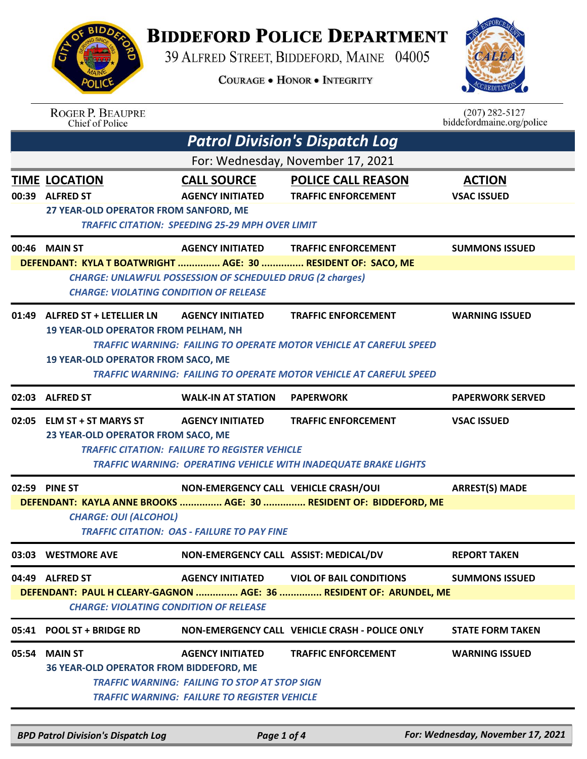# BIDDEFORD POLICE DEPARTMENT

39 ALFRED STREET, BIDDEFORD, MAINE 04005

COURAGE • HONOR • INTEGRITY

ROGER P. BEAUPRE
Chief of Police

(207) 282-5127
biddefordmaine.org/police

## Patrol Division's Dispatch Log

For: Wednesday, November 17, 2021

| TIME | LOCATION | CALL SOURCE | POLICE CALL REASON | ACTION |
|---|---|---|---|---|
| 00:39 | ALFRED ST | AGENCY INITIATED | TRAFFIC ENFORCEMENT | VSAC ISSUED |
| | 27 YEAR-OLD OPERATOR FROM SANFORD, ME | | | |
| | *TRAFFIC CITATION: SPEEDING 25-29 MPH OVER LIMIT* | | | |
| 00:46 | MAIN ST | AGENCY INITIATED | TRAFFIC ENFORCEMENT | SUMMONS ISSUED |
| | DEFENDANT: KYLA T BOATWRIGHT ............... AGE: 30 ............... RESIDENT OF: SACO, ME | | | |
| | *CHARGE: UNLAWFUL POSSESSION OF SCHEDULED DRUG (2 charges)* | | | |
| | *CHARGE: VIOLATING CONDITION OF RELEASE* | | | |
| 01:49 | ALFRED ST + LETELLIER LN | AGENCY INITIATED | TRAFFIC ENFORCEMENT | WARNING ISSUED |
| | 19 YEAR-OLD OPERATOR FROM PELHAM, NH | | | |
| | *TRAFFIC WARNING: FAILING TO OPERATE MOTOR VEHICLE AT CAREFUL SPEED* | | | |
| | 19 YEAR-OLD OPERATOR FROM SACO, ME | | | |
| | *TRAFFIC WARNING: FAILING TO OPERATE MOTOR VEHICLE AT CAREFUL SPEED* | | | |
| 02:03 | ALFRED ST | WALK-IN AT STATION | PAPERWORK | PAPERWORK SERVED |
| 02:05 | ELM ST + ST MARYS ST | AGENCY INITIATED | TRAFFIC ENFORCEMENT | VSAC ISSUED |
| | 23 YEAR-OLD OPERATOR FROM SACO, ME | | | |
| | *TRAFFIC CITATION: FAILURE TO REGISTER VEHICLE* | | | |
| | *TRAFFIC WARNING: OPERATING VEHICLE WITH INADEQUATE BRAKE LIGHTS* | | | |
| 02:59 | PINE ST | NON-EMERGENCY CALL | VEHICLE CRASH/OUI | ARREST(S) MADE |
| | DEFENDANT: KAYLA ANNE BROOKS ............... AGE: 30 ............... RESIDENT OF: BIDDEFORD, ME | | | |
| | *CHARGE: OUI (ALCOHOL)* | | | |
| | *TRAFFIC CITATION: OAS - FAILURE TO PAY FINE* | | | |
| 03:03 | WESTMORE AVE | NON-EMERGENCY CALL | ASSIST: MEDICAL/DV | REPORT TAKEN |
| 04:49 | ALFRED ST | AGENCY INITIATED | VIOL OF BAIL CONDITIONS | SUMMONS ISSUED |
| | DEFENDANT: PAUL H CLEARY-GAGNON ............... AGE: 36 ............... RESIDENT OF: ARUNDEL, ME | | | |
| | *CHARGE: VIOLATING CONDITION OF RELEASE* | | | |
| 05:41 | POOL ST + BRIDGE RD | NON-EMERGENCY CALL | VEHICLE CRASH - POLICE ONLY | STATE FORM TAKEN |
| 05:54 | MAIN ST | AGENCY INITIATED | TRAFFIC ENFORCEMENT | WARNING ISSUED |
| | 36 YEAR-OLD OPERATOR FROM BIDDEFORD, ME | | | |
| | *TRAFFIC WARNING: FAILING TO STOP AT STOP SIGN* | | | |
| | *TRAFFIC WARNING: FAILURE TO REGISTER VEHICLE* | | | |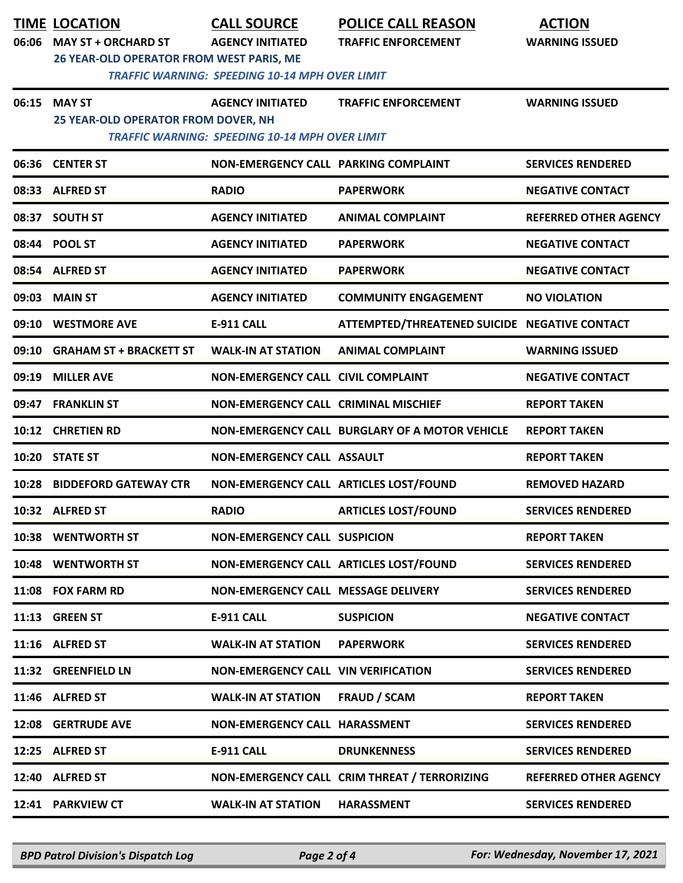| TIME | LOCATION | CALL SOURCE | POLICE CALL REASON | ACTION |
|---|---|---|---|---|
| 06:06 | MAY ST + ORCHARD ST | AGENCY INITIATED | TRAFFIC ENFORCEMENT | WARNING ISSUED |
| | 26 YEAR-OLD OPERATOR FROM WEST PARIS, ME | | | |
| | *TRAFFIC WARNING: SPEEDING 10-14 MPH OVER LIMIT* | | | |
| 06:15 | MAY ST | AGENCY INITIATED | TRAFFIC ENFORCEMENT | WARNING ISSUED |
| | 25 YEAR-OLD OPERATOR FROM DOVER, NH | | | |
| | *TRAFFIC WARNING: SPEEDING 10-14 MPH OVER LIMIT* | | | |
| 06:36 | CENTER ST | NON-EMERGENCY CALL | PARKING COMPLAINT | SERVICES RENDERED |
| 08:33 | ALFRED ST | RADIO | PAPERWORK | NEGATIVE CONTACT |
| 08:37 | SOUTH ST | AGENCY INITIATED | ANIMAL COMPLAINT | REFERRED OTHER AGENCY |
| 08:44 | POOL ST | AGENCY INITIATED | PAPERWORK | NEGATIVE CONTACT |
| 08:54 | ALFRED ST | AGENCY INITIATED | PAPERWORK | NEGATIVE CONTACT |
| 09:03 | MAIN ST | AGENCY INITIATED | COMMUNITY ENGAGEMENT | NO VIOLATION |
| 09:10 | WESTMORE AVE | E-911 CALL | ATTEMPTED/THREATENED SUICIDE | NEGATIVE CONTACT |
| 09:10 | GRAHAM ST + BRACKETT ST | WALK-IN AT STATION | ANIMAL COMPLAINT | WARNING ISSUED |
| 09:19 | MILLER AVE | NON-EMERGENCY CALL | CIVIL COMPLAINT | NEGATIVE CONTACT |
| 09:47 | FRANKLIN ST | NON-EMERGENCY CALL | CRIMINAL MISCHIEF | REPORT TAKEN |
| 10:12 | CHRETIEN RD | NON-EMERGENCY CALL | BURGLARY OF A MOTOR VEHICLE | REPORT TAKEN |
| 10:20 | STATE ST | NON-EMERGENCY CALL | ASSAULT | REPORT TAKEN |
| 10:28 | BIDDEFORD GATEWAY CTR | NON-EMERGENCY CALL | ARTICLES LOST/FOUND | REMOVED HAZARD |
| 10:32 | ALFRED ST | RADIO | ARTICLES LOST/FOUND | SERVICES RENDERED |
| 10:38 | WENTWORTH ST | NON-EMERGENCY CALL | SUSPICION | REPORT TAKEN |
| 10:48 | WENTWORTH ST | NON-EMERGENCY CALL | ARTICLES LOST/FOUND | SERVICES RENDERED |
| 11:08 | FOX FARM RD | NON-EMERGENCY CALL | MESSAGE DELIVERY | SERVICES RENDERED |
| 11:13 | GREEN ST | E-911 CALL | SUSPICION | NEGATIVE CONTACT |
| 11:16 | ALFRED ST | WALK-IN AT STATION | PAPERWORK | SERVICES RENDERED |
| 11:32 | GREENFIELD LN | NON-EMERGENCY CALL | VIN VERIFICATION | SERVICES RENDERED |
| 11:46 | ALFRED ST | WALK-IN AT STATION | FRAUD / SCAM | REPORT TAKEN |
| 12:08 | GERTRUDE AVE | NON-EMERGENCY CALL | HARASSMENT | SERVICES RENDERED |
| 12:25 | ALFRED ST | E-911 CALL | DRUNKENNESS | SERVICES RENDERED |
| 12:40 | ALFRED ST | NON-EMERGENCY CALL | CRIM THREAT / TERRORIZING | REFERRED OTHER AGENCY |
| 12:41 | PARKVIEW CT | WALK-IN AT STATION | HARASSMENT | SERVICES RENDERED |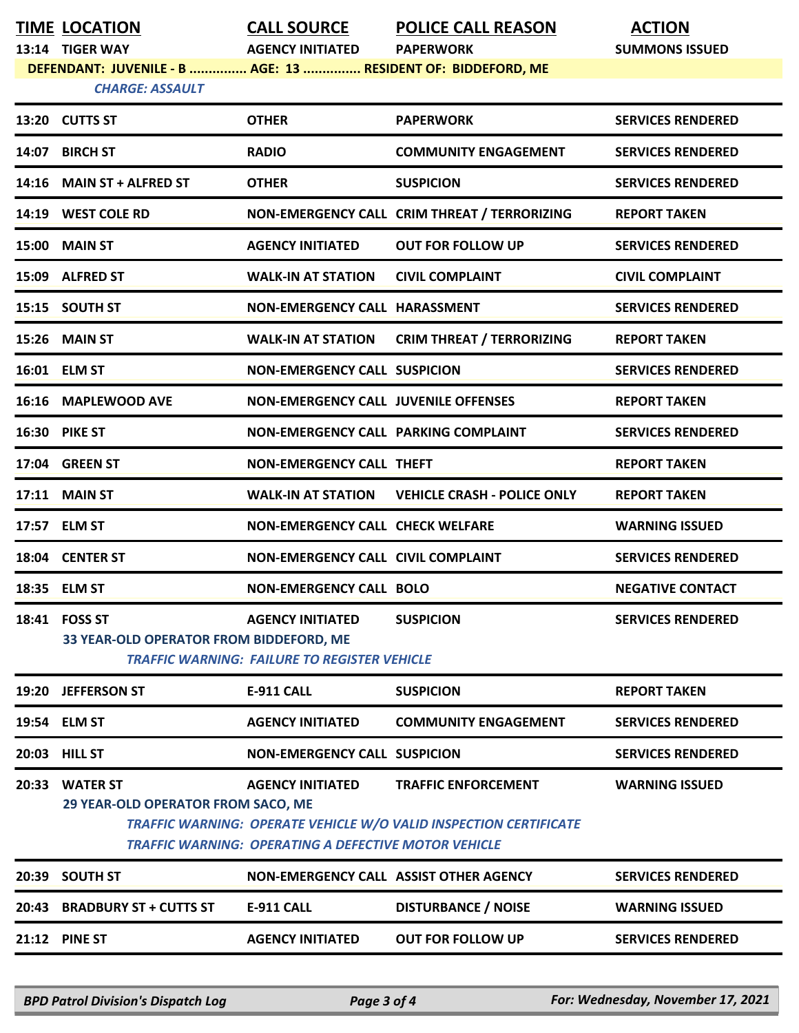| TIME | LOCATION | CALL SOURCE | POLICE CALL REASON | ACTION |
|---|---|---|---|---|
| 13:14 | TIGER WAY | AGENCY INITIATED | PAPERWORK | SUMMONS ISSUED |
| | DEFENDANT: JUVENILE - B ............... AGE: 13 ............... RESIDENT OF: BIDDEFORD, ME | | | |
| | *CHARGE: ASSAULT* | | | |
| 13:20 | CUTTS ST | OTHER | PAPERWORK | SERVICES RENDERED |
| 14:07 | BIRCH ST | RADIO | COMMUNITY ENGAGEMENT | SERVICES RENDERED |
| 14:16 | MAIN ST + ALFRED ST | OTHER | SUSPICION | SERVICES RENDERED |
| 14:19 | WEST COLE RD | NON-EMERGENCY CALL | CRIM THREAT / TERRORIZING | REPORT TAKEN |
| 15:00 | MAIN ST | AGENCY INITIATED | OUT FOR FOLLOW UP | SERVICES RENDERED |
| 15:09 | ALFRED ST | WALK-IN AT STATION | CIVIL COMPLAINT | CIVIL COMPLAINT |
| 15:15 | SOUTH ST | NON-EMERGENCY CALL | HARASSMENT | SERVICES RENDERED |
| 15:26 | MAIN ST | WALK-IN AT STATION | CRIM THREAT / TERRORIZING | REPORT TAKEN |
| 16:01 | ELM ST | NON-EMERGENCY CALL | SUSPICION | SERVICES RENDERED |
| 16:16 | MAPLEWOOD AVE | NON-EMERGENCY CALL | JUVENILE OFFENSES | REPORT TAKEN |
| 16:30 | PIKE ST | NON-EMERGENCY CALL | PARKING COMPLAINT | SERVICES RENDERED |
| 17:04 | GREEN ST | NON-EMERGENCY CALL | THEFT | REPORT TAKEN |
| 17:11 | MAIN ST | WALK-IN AT STATION | VEHICLE CRASH - POLICE ONLY | REPORT TAKEN |
| 17:57 | ELM ST | NON-EMERGENCY CALL | CHECK WELFARE | WARNING ISSUED |
| 18:04 | CENTER ST | NON-EMERGENCY CALL | CIVIL COMPLAINT | SERVICES RENDERED |
| 18:35 | ELM ST | NON-EMERGENCY CALL | BOLO | NEGATIVE CONTACT |
| 18:41 | FOSS ST | AGENCY INITIATED | SUSPICION | SERVICES RENDERED |
| | 33 YEAR-OLD OPERATOR FROM BIDDEFORD, ME | | | |
| | *TRAFFIC WARNING: FAILURE TO REGISTER VEHICLE* | | | |
| 19:20 | JEFFERSON ST | E-911 CALL | SUSPICION | REPORT TAKEN |
| 19:54 | ELM ST | AGENCY INITIATED | COMMUNITY ENGAGEMENT | SERVICES RENDERED |
| 20:03 | HILL ST | NON-EMERGENCY CALL | SUSPICION | SERVICES RENDERED |
| 20:33 | WATER ST | AGENCY INITIATED | TRAFFIC ENFORCEMENT | WARNING ISSUED |
| | 29 YEAR-OLD OPERATOR FROM SACO, ME | | | |
| | *TRAFFIC WARNING: OPERATE VEHICLE W/O VALID INSPECTION CERTIFICATE* | | | |
| | *TRAFFIC WARNING: OPERATING A DEFECTIVE MOTOR VEHICLE* | | | |
| 20:39 | SOUTH ST | NON-EMERGENCY CALL | ASSIST OTHER AGENCY | SERVICES RENDERED |
| 20:43 | BRADBURY ST + CUTTS ST | E-911 CALL | DISTURBANCE / NOISE | WARNING ISSUED |
| 21:12 | PINE ST | AGENCY INITIATED | OUT FOR FOLLOW UP | SERVICES RENDERED |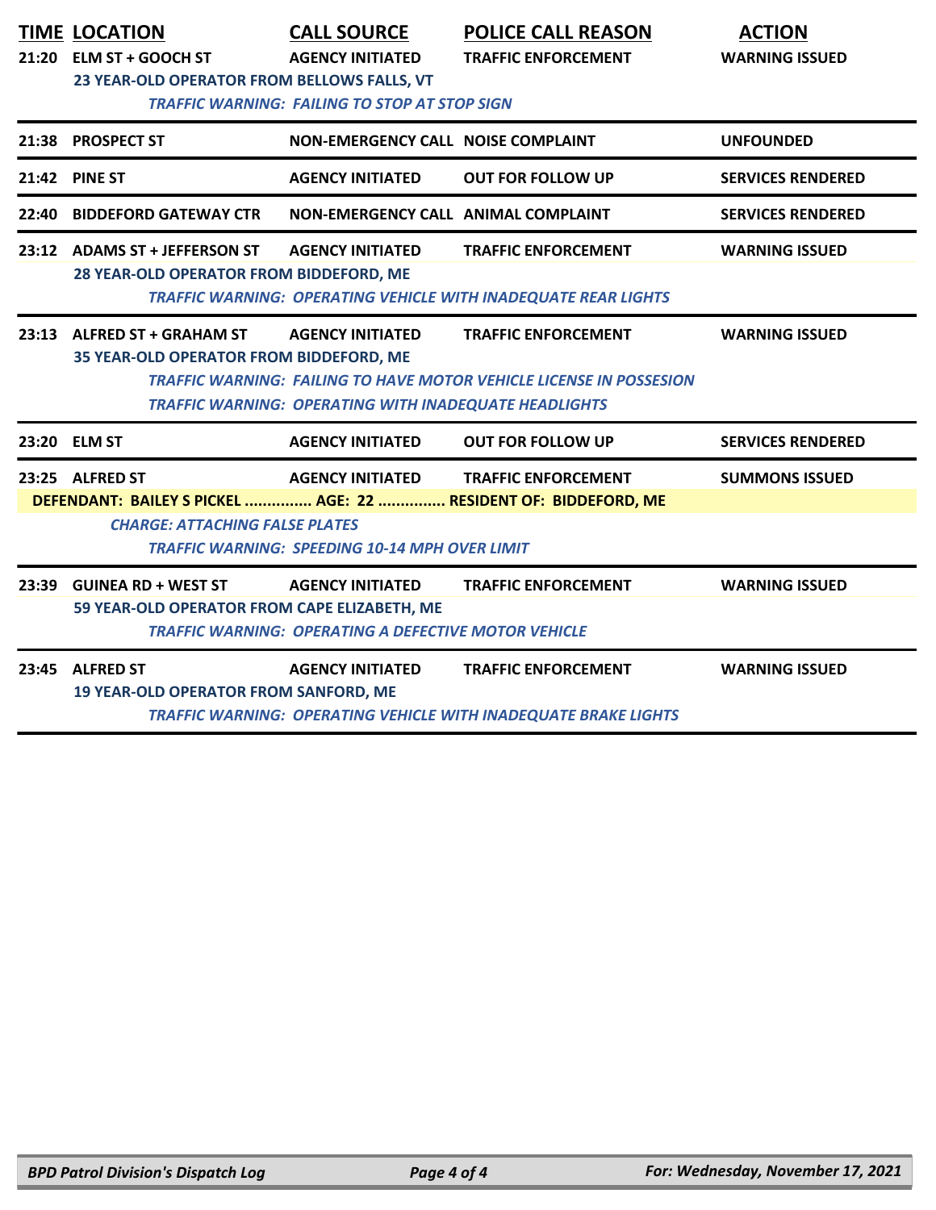| TIME | LOCATION | CALL SOURCE | POLICE CALL REASON | ACTION |
|---|---|---|---|---|
| 21:20 | ELM ST + GOOCH ST | AGENCY INITIATED | TRAFFIC ENFORCEMENT | WARNING ISSUED |

23 YEAR-OLD OPERATOR FROM BELLOWS FALLS, VT

*TRAFFIC WARNING: FAILING TO STOP AT STOP SIGN*

| | | | | |
|---|---|---|---|---|
| 21:38 | PROSPECT ST | NON-EMERGENCY CALL | NOISE COMPLAINT | UNFOUNDED |
| 21:42 | PINE ST | AGENCY INITIATED | OUT FOR FOLLOW UP | SERVICES RENDERED |
| 22:40 | BIDDEFORD GATEWAY CTR | NON-EMERGENCY CALL | ANIMAL COMPLAINT | SERVICES RENDERED |
| 23:12 | ADAMS ST + JEFFERSON ST | AGENCY INITIATED | TRAFFIC ENFORCEMENT | WARNING ISSUED |

28 YEAR-OLD OPERATOR FROM BIDDEFORD, ME

*TRAFFIC WARNING: OPERATING VEHICLE WITH INADEQUATE REAR LIGHTS*

| | | | | |
|---|---|---|---|---|
| 23:13 | ALFRED ST + GRAHAM ST | AGENCY INITIATED | TRAFFIC ENFORCEMENT | WARNING ISSUED |

35 YEAR-OLD OPERATOR FROM BIDDEFORD, ME

*TRAFFIC WARNING: FAILING TO HAVE MOTOR VEHICLE LICENSE IN POSSESION*

*TRAFFIC WARNING: OPERATING WITH INADEQUATE HEADLIGHTS*

| | | | | |
|---|---|---|---|---|
| 23:20 | ELM ST | AGENCY INITIATED | OUT FOR FOLLOW UP | SERVICES RENDERED |
| 23:25 | ALFRED ST | AGENCY INITIATED | TRAFFIC ENFORCEMENT | SUMMONS ISSUED |

DEFENDANT: BAILEY S PICKEL ............... AGE: 22 ............... RESIDENT OF: BIDDEFORD, ME

*CHARGE: ATTACHING FALSE PLATES*

*TRAFFIC WARNING: SPEEDING 10-14 MPH OVER LIMIT*

| | | | | |
|---|---|---|---|---|
| 23:39 | GUINEA RD + WEST ST | AGENCY INITIATED | TRAFFIC ENFORCEMENT | WARNING ISSUED |

59 YEAR-OLD OPERATOR FROM CAPE ELIZABETH, ME

*TRAFFIC WARNING: OPERATING A DEFECTIVE MOTOR VEHICLE*

| | | | | |
|---|---|---|---|---|
| 23:45 | ALFRED ST | AGENCY INITIATED | TRAFFIC ENFORCEMENT | WARNING ISSUED |

19 YEAR-OLD OPERATOR FROM SANFORD, ME

*TRAFFIC WARNING: OPERATING VEHICLE WITH INADEQUATE BRAKE LIGHTS*